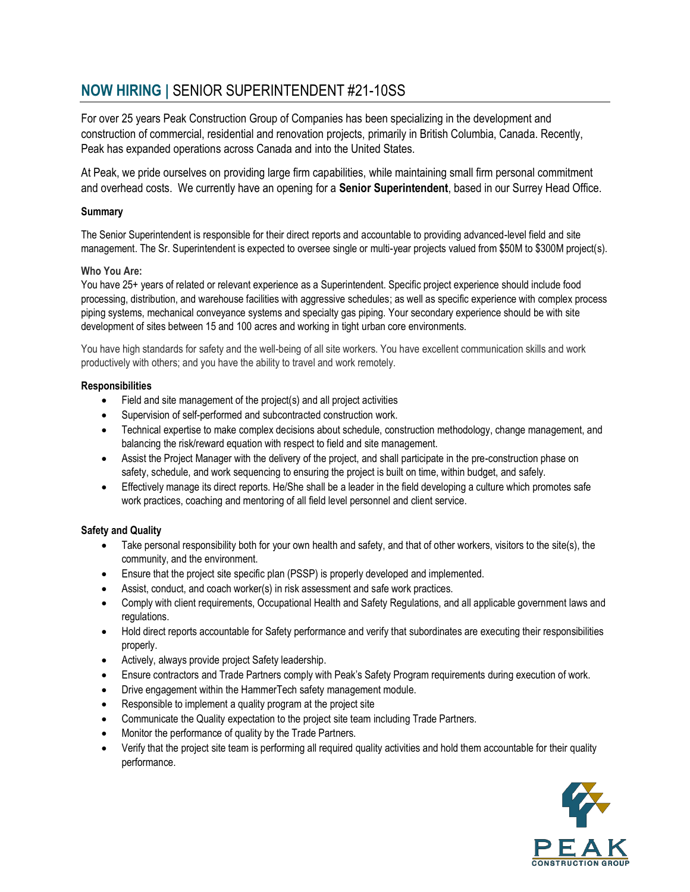# **NOW HIRING |** SENIOR SUPERINTENDENT #21-10SS

For over 25 years Peak Construction Group of Companies has been specializing in the development and construction of commercial, residential and renovation projects, primarily in British Columbia, Canada. Recently, Peak has expanded operations across Canada and into the United States.

At Peak, we pride ourselves on providing large firm capabilities, while maintaining small firm personal commitment and overhead costs. We currently have an opening for a **Senior Superintendent**, based in our Surrey Head Office.

**Summary**

The Senior Superintendent is responsible for their direct reports and accountable to providing advanced-level field and site management. The Sr. Superintendent is expected to oversee single or multi-year projects valued from $50M to $300M project(s).

**Who You Are:**
You have 25+ years of related or relevant experience as a Superintendent. Specific project experience should include food processing, distribution, and warehouse facilities with aggressive schedules; as well as specific experience with complex process piping systems, mechanical conveyance systems and specialty gas piping. Your secondary experience should be with site development of sites between 15 and 100 acres and working in tight urban core environments.

You have high standards for safety and the well-being of all site workers. You have excellent communication skills and work productively with others; and you have the ability to travel and work remotely.

**Responsibilities**

- Field and site management of the project(s) and all project activities
- Supervision of self-performed and subcontracted construction work.
- Technical expertise to make complex decisions about schedule, construction methodology, change management, and balancing the risk/reward equation with respect to field and site management.
- Assist the Project Manager with the delivery of the project, and shall participate in the pre-construction phase on safety, schedule, and work sequencing to ensuring the project is built on time, within budget, and safely.
- Effectively manage its direct reports. He/She shall be a leader in the field developing a culture which promotes safe work practices, coaching and mentoring of all field level personnel and client service.

**Safety and Quality**

- Take personal responsibility both for your own health and safety, and that of other workers, visitors to the site(s), the community, and the environment.
- Ensure that the project site specific plan (PSSP) is properly developed and implemented.
- Assist, conduct, and coach worker(s) in risk assessment and safe work practices.
- Comply with client requirements, Occupational Health and Safety Regulations, and all applicable government laws and regulations.
- Hold direct reports accountable for Safety performance and verify that subordinates are executing their responsibilities properly.
- Actively, always provide project Safety leadership.
- Ensure contractors and Trade Partners comply with Peak's Safety Program requirements during execution of work.
- Drive engagement within the HammerTech safety management module.
- Responsible to implement a quality program at the project site
- Communicate the Quality expectation to the project site team including Trade Partners.
- Monitor the performance of quality by the Trade Partners.
- Verify that the project site team is performing all required quality activities and hold them accountable for their quality performance.

PEAK
CONSTRUCTION GROUP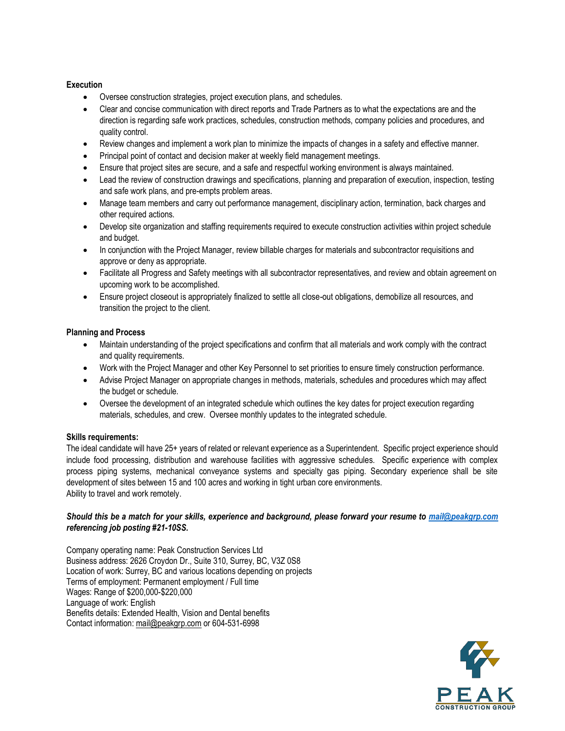**Execution**

- Oversee construction strategies, project execution plans, and schedules.
- Clear and concise communication with direct reports and Trade Partners as to what the expectations are and the direction is regarding safe work practices, schedules, construction methods, company policies and procedures, and quality control.
- Review changes and implement a work plan to minimize the impacts of changes in a safety and effective manner.
- Principal point of contact and decision maker at weekly field management meetings.
- Ensure that project sites are secure, and a safe and respectful working environment is always maintained.
- Lead the review of construction drawings and specifications, planning and preparation of execution, inspection, testing and safe work plans, and pre-empts problem areas.
- Manage team members and carry out performance management, disciplinary action, termination, back charges and other required actions.
- Develop site organization and staffing requirements required to execute construction activities within project schedule and budget.
- In conjunction with the Project Manager, review billable charges for materials and subcontractor requisitions and approve or deny as appropriate.
- Facilitate all Progress and Safety meetings with all subcontractor representatives, and review and obtain agreement on upcoming work to be accomplished.
- Ensure project closeout is appropriately finalized to settle all close-out obligations, demobilize all resources, and transition the project to the client.

**Planning and Process**

- Maintain understanding of the project specifications and confirm that all materials and work comply with the contract and quality requirements.
- Work with the Project Manager and other Key Personnel to set priorities to ensure timely construction performance.
- Advise Project Manager on appropriate changes in methods, materials, schedules and procedures which may affect the budget or schedule.
- Oversee the development of an integrated schedule which outlines the key dates for project execution regarding materials, schedules, and crew. Oversee monthly updates to the integrated schedule.

**Skills requirements:**

The ideal candidate will have 25+ years of related or relevant experience as a Superintendent. Specific project experience should include food processing, distribution and warehouse facilities with aggressive schedules. Specific experience with complex process piping systems, mechanical conveyance systems and specialty gas piping. Secondary experience shall be site development of sites between 15 and 100 acres and working in tight urban core environments.
Ability to travel and work remotely.

***Should this be a match for your skills, experience and background, please forward your resume to [mail@peakgrp.com](mailto:mail@peakgrp.com) referencing job posting #21-10SS.***

Company operating name: Peak Construction Services Ltd
Business address: 2626 Croydon Dr., Suite 310, Surrey, BC, V3Z 0S8
Location of work: Surrey, BC and various locations depending on projects
Terms of employment: Permanent employment / Full time
Wages: Range of $200,000-$220,000
Language of work: English
Benefits details: Extended Health, Vision and Dental benefits
Contact information: mail@peakgrp.com or 604-531-6998

PEAK
CONSTRUCTION GROUP